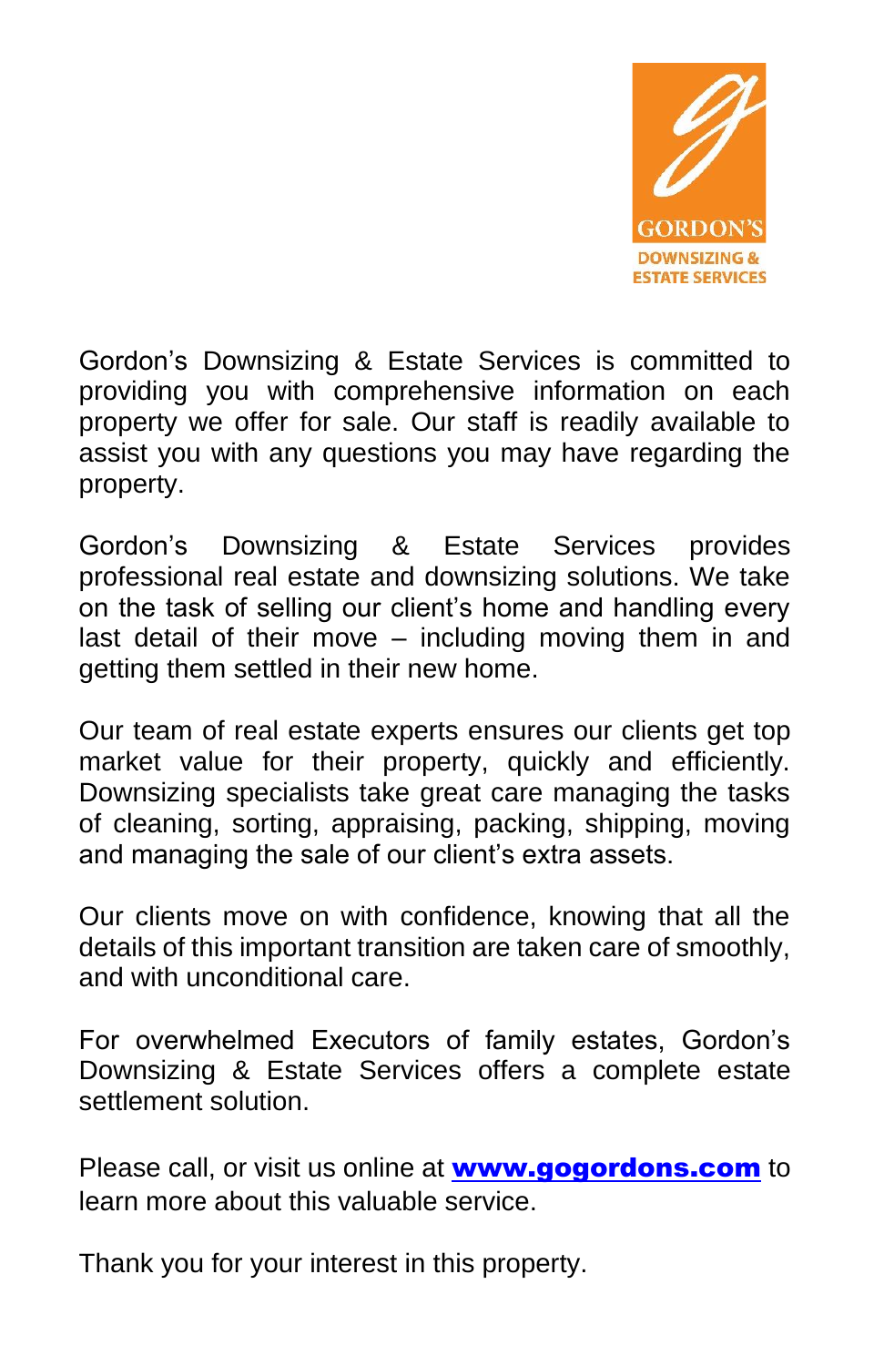GORDON'S

DOWNSIZING & ESTATE SERVICES

Gordon's Downsizing & Estate Services is committed to providing you with comprehensive information on each property we offer for sale. Our staff is readily available to assist you with any questions you may have regarding the property.

Gordon's Downsizing & Estate Services provides professional real estate and downsizing solutions. We take on the task of selling our client's home and handling every last detail of their move – including moving them in and getting them settled in their new home.

Our team of real estate experts ensures our clients get top market value for their property, quickly and efficiently. Downsizing specialists take great care managing the tasks of cleaning, sorting, appraising, packing, shipping, moving and managing the sale of our client's extra assets.

Our clients move on with confidence, knowing that all the details of this important transition are taken care of smoothly, and with unconditional care.

For overwhelmed Executors of family estates, Gordon's Downsizing & Estate Services offers a complete estate settlement solution.

Please call, or visit us online at **[www.gogordons.com](http://www.gogordons.com)** to learn more about this valuable service.

Thank you for your interest in this property.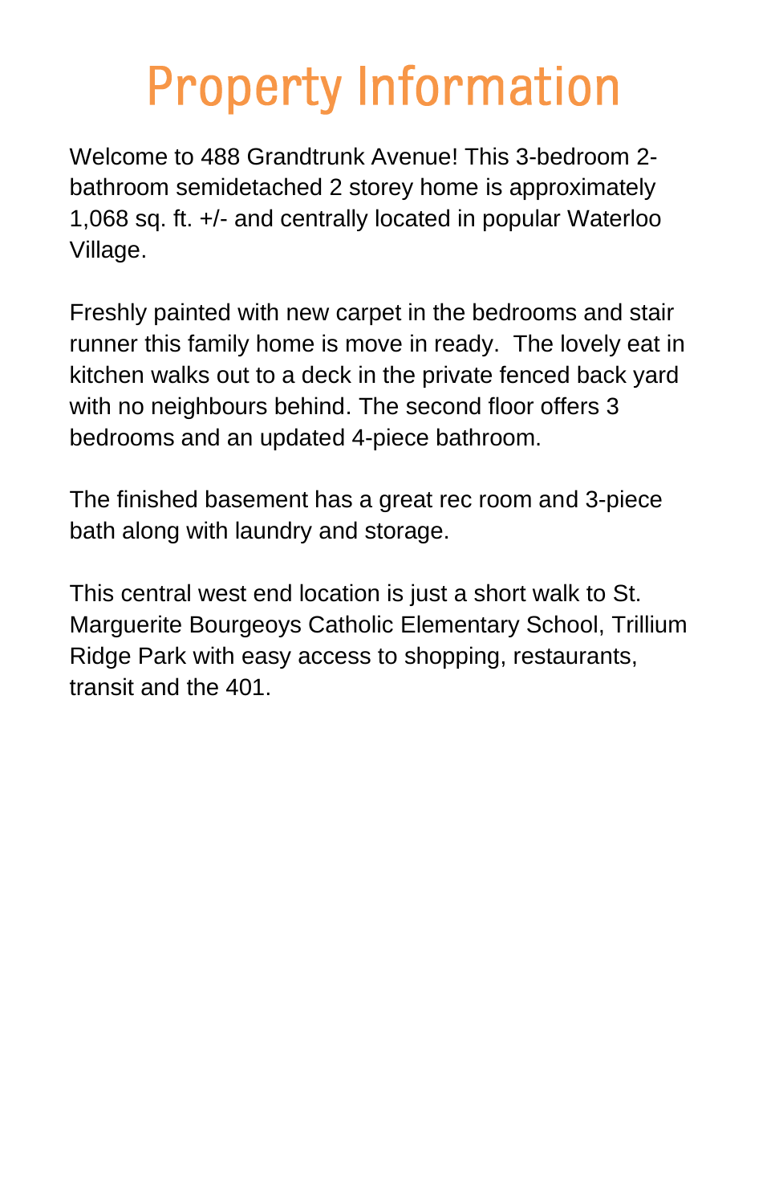# Property Information

Welcome to 488 Grandtrunk Avenue! This 3-bedroom 2-bathroom semidetached 2 storey home is approximately 1,068 sq. ft. +/- and centrally located in popular Waterloo Village.

Freshly painted with new carpet in the bedrooms and stair runner this family home is move in ready.  The lovely eat in kitchen walks out to a deck in the private fenced back yard with no neighbours behind. The second floor offers 3 bedrooms and an updated 4-piece bathroom.

The finished basement has a great rec room and 3-piece bath along with laundry and storage.

This central west end location is just a short walk to St. Marguerite Bourgeoys Catholic Elementary School, Trillium Ridge Park with easy access to shopping, restaurants, transit and the 401.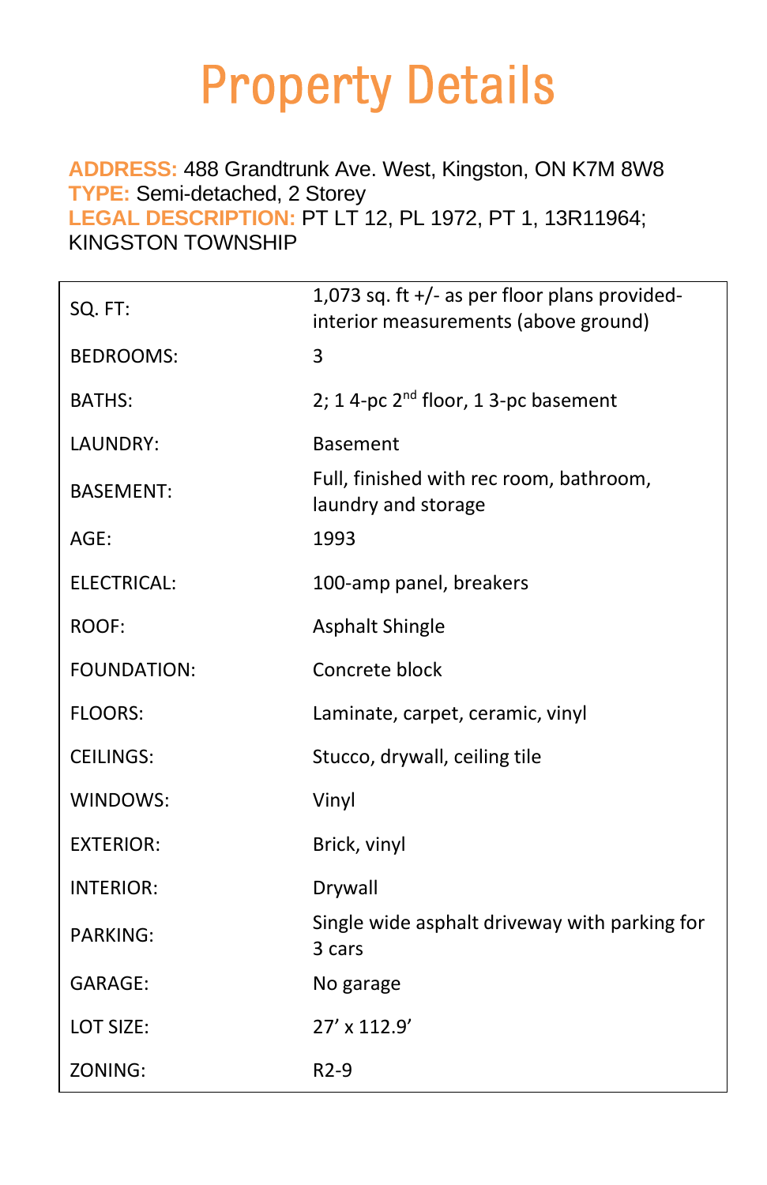# Property Details

**ADDRESS:** 488 Grandtrunk Ave. West, Kingston, ON K7M 8W8
**TYPE:** Semi-detached, 2 Storey
**LEGAL DESCRIPTION:** PT LT 12, PL 1972, PT 1, 13R11964; KINGSTON TOWNSHIP

| | |
|---|---|
| SQ. FT: | 1,073 sq. ft +/- as per floor plans provided-interior measurements (above ground) |
| BEDROOMS: | 3 |
| BATHS: | 2; 1 4-pc 2nd floor, 1 3-pc basement |
| LAUNDRY: | Basement |
| BASEMENT: | Full, finished with rec room, bathroom, laundry and storage |
| AGE: | 1993 |
| ELECTRICAL: | 100-amp panel, breakers |
| ROOF: | Asphalt Shingle |
| FOUNDATION: | Concrete block |
| FLOORS: | Laminate, carpet, ceramic, vinyl |
| CEILINGS: | Stucco, drywall, ceiling tile |
| WINDOWS: | Vinyl |
| EXTERIOR: | Brick, vinyl |
| INTERIOR: | Drywall |
| PARKING: | Single wide asphalt driveway with parking for 3 cars |
| GARAGE: | No garage |
| LOT SIZE: | 27’ x 112.9’ |
| ZONING: | R2-9 |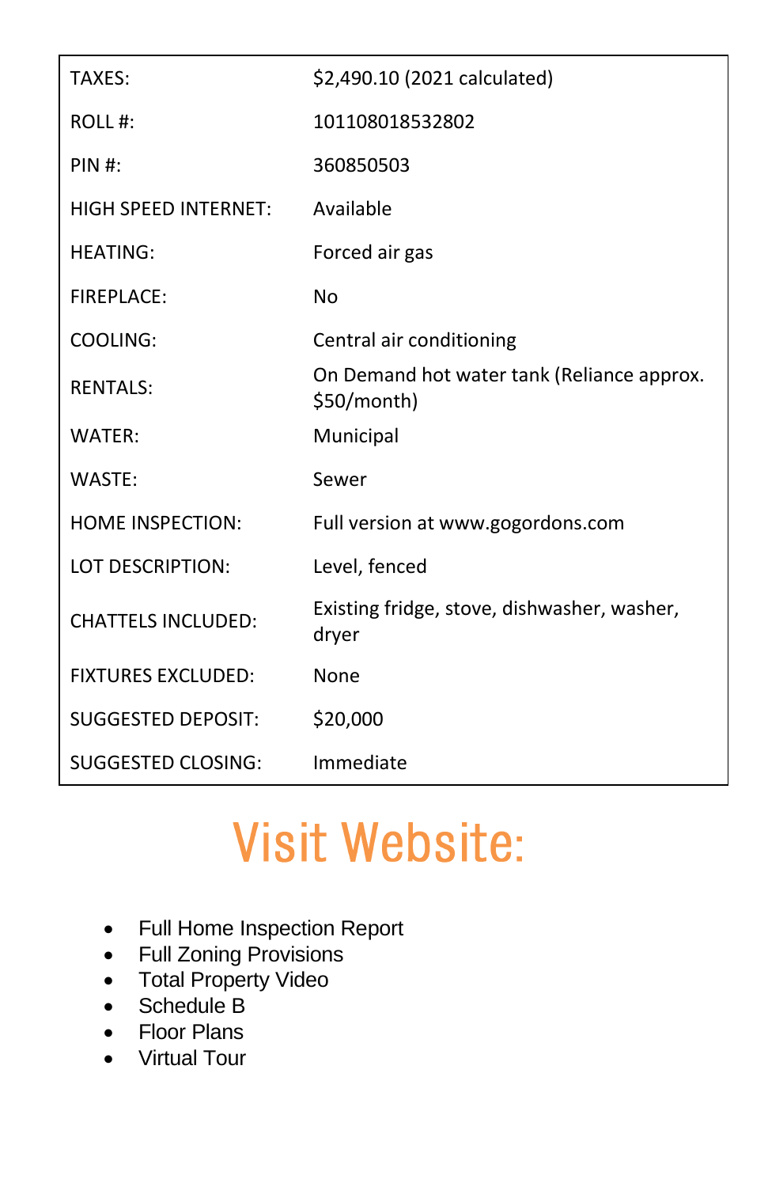| | |
|---|---|
| TAXES: | $2,490.10 (2021 calculated) |
| ROLL #: | 101108018532802 |
| PIN #: | 360850503 |
| HIGH SPEED INTERNET: | Available |
| HEATING: | Forced air gas |
| FIREPLACE: | No |
| COOLING: | Central air conditioning |
| RENTALS: | On Demand hot water tank (Reliance approx. $50/month) |
| WATER: | Municipal |
| WASTE: | Sewer |
| HOME INSPECTION: | Full version at www.gogordons.com |
| LOT DESCRIPTION: | Level, fenced |
| CHATTELS INCLUDED: | Existing fridge, stove, dishwasher, washer, dryer |
| FIXTURES EXCLUDED: | None |
| SUGGESTED DEPOSIT: | $20,000 |
| SUGGESTED CLOSING: | Immediate |

# Visit Website:

- Full Home Inspection Report
- Full Zoning Provisions
- Total Property Video
- Schedule B
- Floor Plans
- Virtual Tour